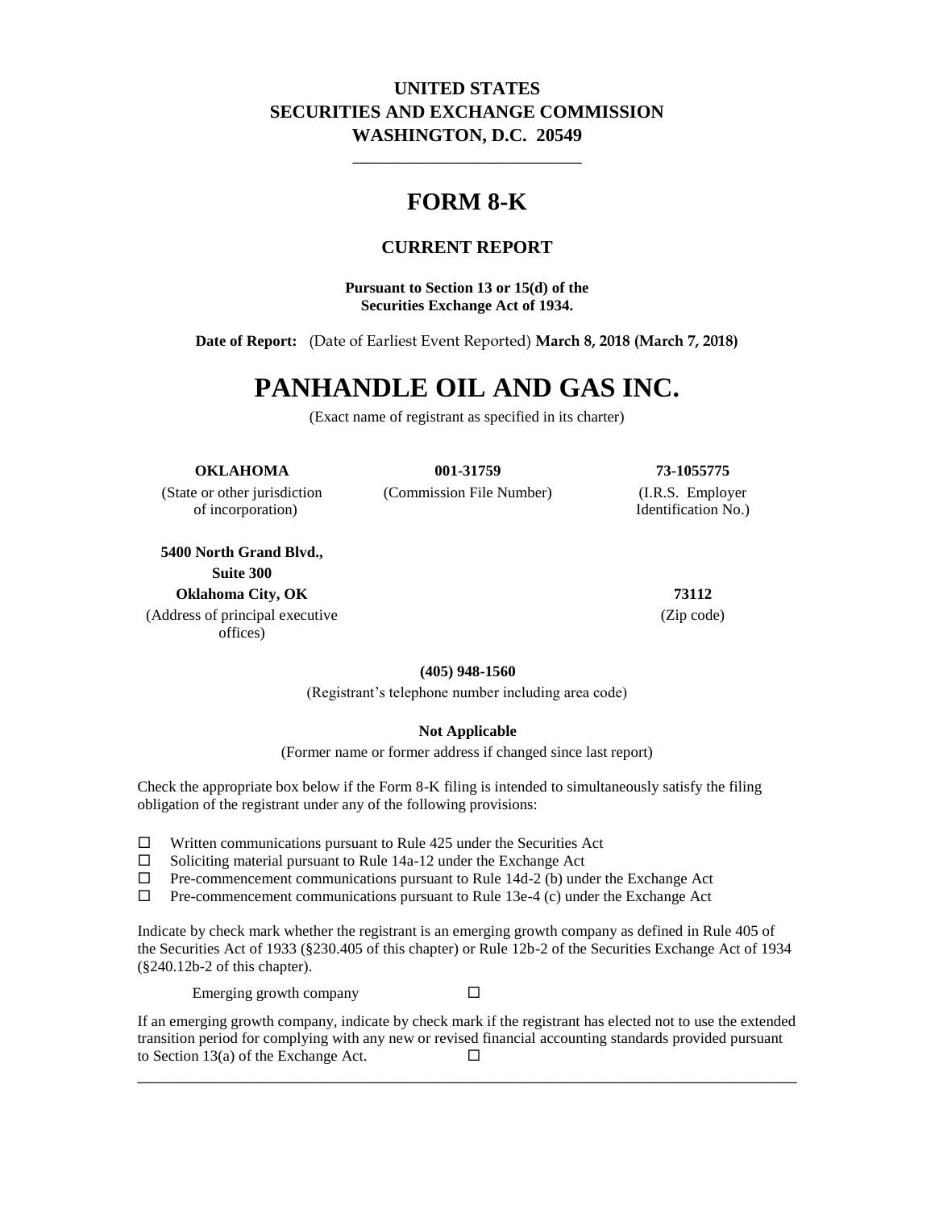**UNITED STATES**
**SECURITIES AND EXCHANGE COMMISSION**
**WASHINGTON, D.C. 20549**

---

# FORM 8-K

## CURRENT REPORT

**Pursuant to Section 13 or 15(d) of the Securities Exchange Act of 1934.**

**Date of Report:** (Date of Earliest Event Reported) **March 8, 2018 (March 7, 2018)**

# PANHANDLE OIL AND GAS INC.

(Exact name of registrant as specified in its charter)

| **OKLAHOMA** | **001-31759** | **73-1055775** |
|---|---|---|
| (State or other jurisdiction of incorporation) | (Commission File Number) | (I.R.S. Employer Identification No.) |

| **5400 North Grand Blvd., Suite 300 Oklahoma City, OK** | **73112** |
|---|---|
| (Address of principal executive offices) | (Zip code) |

**(405) 948-1560**

(Registrant's telephone number including area code)

**Not Applicable**

(Former name or former address if changed since last report)

Check the appropriate box below if the Form 8-K filing is intended to simultaneously satisfy the filing obligation of the registrant under any of the following provisions:

☐ Written communications pursuant to Rule 425 under the Securities Act
☐ Soliciting material pursuant to Rule 14a-12 under the Exchange Act
☐ Pre-commencement communications pursuant to Rule 14d-2 (b) under the Exchange Act
☐ Pre-commencement communications pursuant to Rule 13e-4 (c) under the Exchange Act

Indicate by check mark whether the registrant is an emerging growth company as defined in Rule 405 of the Securities Act of 1933 (§230.405 of this chapter) or Rule 12b-2 of the Securities Exchange Act of 1934 (§240.12b-2 of this chapter).

Emerging growth company ☐

If an emerging growth company, indicate by check mark if the registrant has elected not to use the extended transition period for complying with any new or revised financial accounting standards provided pursuant to Section 13(a) of the Exchange Act. ☐

---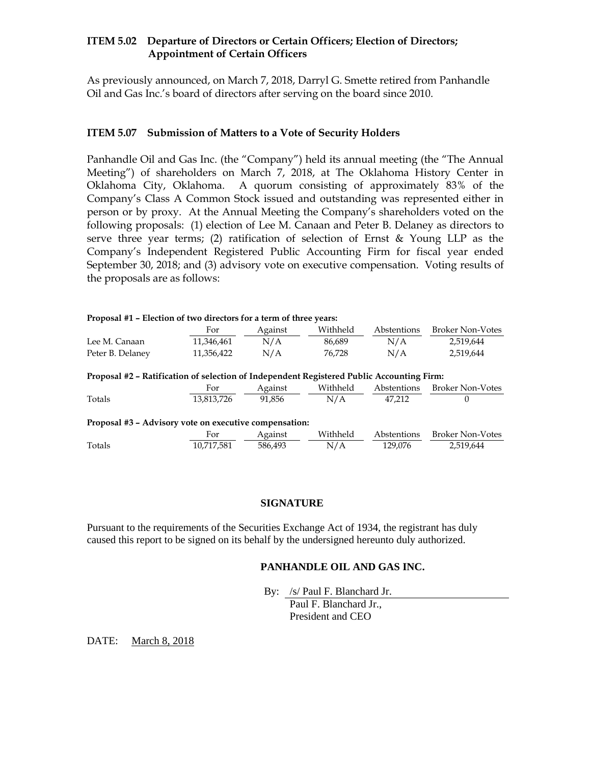**ITEM 5.02 Departure of Directors or Certain Officers; Election of Directors; Appointment of Certain Officers**

As previously announced, on March 7, 2018, Darryl G. Smette retired from Panhandle Oil and Gas Inc.'s board of directors after serving on the board since 2010.

**ITEM 5.07 Submission of Matters to a Vote of Security Holders**

Panhandle Oil and Gas Inc. (the "Company") held its annual meeting (the "The Annual Meeting") of shareholders on March 7, 2018, at The Oklahoma History Center in Oklahoma City, Oklahoma. A quorum consisting of approximately 83% of the Company's Class A Common Stock issued and outstanding was represented either in person or by proxy. At the Annual Meeting the Company's shareholders voted on the following proposals: (1) election of Lee M. Canaan and Peter B. Delaney as directors to serve three year terms; (2) ratification of selection of Ernst & Young LLP as the Company's Independent Registered Public Accounting Firm for fiscal year ended September 30, 2018; and (3) advisory vote on executive compensation. Voting results of the proposals are as follows:

**Proposal #1 – Election of two directors for a term of three years:**

| | For | Against | Withheld | Abstentions | Broker Non-Votes |
|---|---|---|---|---|---|
| Lee M. Canaan | 11,346,461 | N/A | 86,689 | N/A | 2,519,644 |
| Peter B. Delaney | 11,356,422 | N/A | 76,728 | N/A | 2,519,644 |

**Proposal #2 – Ratification of selection of Independent Registered Public Accounting Firm:**

| | For | Against | Withheld | Abstentions | Broker Non-Votes |
|---|---|---|---|---|---|
| Totals | 13,813,726 | 91,856 | N/A | 47,212 | 0 |

**Proposal #3 – Advisory vote on executive compensation:**

| | For | Against | Withheld | Abstentions | Broker Non-Votes |
|---|---|---|---|---|---|
| Totals | 10,717,581 | 586,493 | N/A | 129,076 | 2,519,644 |

**SIGNATURE**

Pursuant to the requirements of the Securities Exchange Act of 1934, the registrant has duly caused this report to be signed on its behalf by the undersigned hereunto duly authorized.

**PANHANDLE OIL AND GAS INC.**

By: /s/ Paul F. Blanchard Jr.
Paul F. Blanchard Jr.,
President and CEO

DATE: March 8, 2018